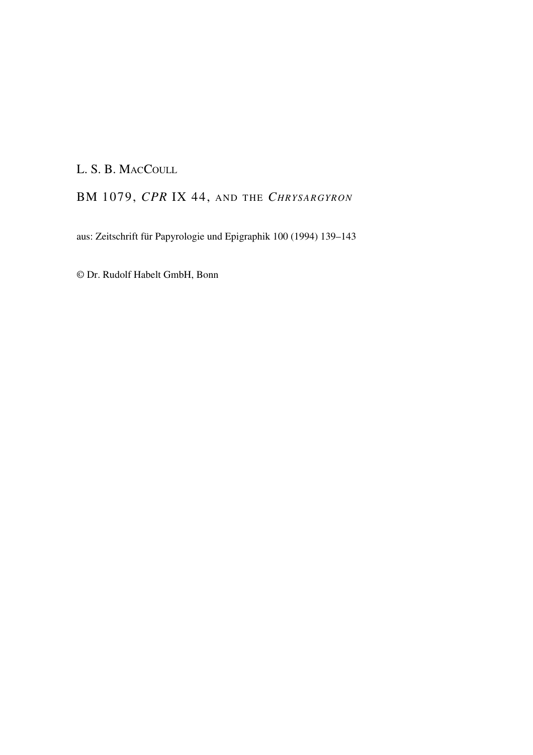L. S. B. MacCoull

# BM 1079, *CPR* IX 44, and the *Chrysargyron*

aus: Zeitschrift für Papyrologie und Epigraphik 100 (1994) 139–143

© Dr. Rudolf Habelt GmbH, Bonn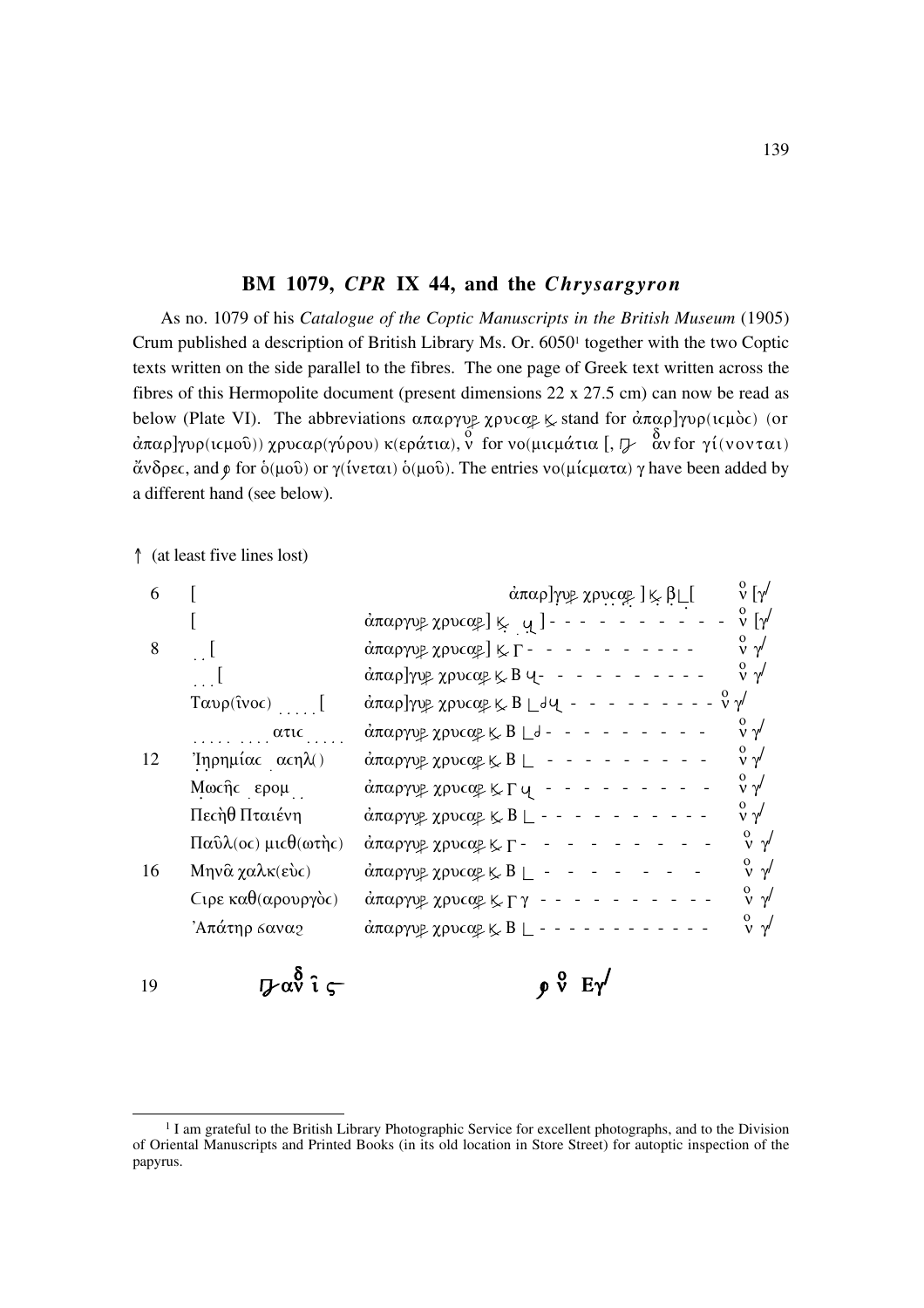## BM 1079, *CPR* IX 44, and the *Chrysargyron*

As no. 1079 of his *Catalogue of the Coptic Manuscripts in the British Museum* (1905) Crum published a description of British Library Ms. Or. 6050[1] together with the two Coptic texts written on the side parallel to the fibres. The one page of Greek text written across the fibres of this Hermopolite document (present dimensions 22 x 27.5 cm) can now be read as below (Plate VI). The abbreviations απαργυρ χρυςαρ κ stand for ἀπαρ]γυρ(ιcμὸc) (or ἀπαρ]γυρ(ιcμοῦ)) χρυcαρ(γύρου) κ(εράτια), ν̊ for νο(μιcμάτια [, ϼ ἀν̊δ for γί(νονται) ἄνδρες, and ℘ for ὁ(μοῦ) or γ(ίνεται) ὁ(μοῦ). The entries νο(μίcματα) γ have been added by a different hand (see below).

↑ (at least five lines lost)

| | | | |
|---|---|---|---|
| 6 | [ | ἀπαρ]γυρ χρ̣υ̣cαρ ] κ β̣∟[ | ν̊ [γ/ |
| | [ | ἀπαργυρ χρυcαρ] κ ̣ ϥ ] - - - - - - - - - - | ν̊ [γ/ |
| 8 | ̣ ̣[ | ἀπαργυρ χρυcαρ] κ Γ - - - - - - - - - - | ν̊ γ/ |
| | ̣ ̣ ̣[ | ἀπαρ]γυρ χρυcαρ κ Β ϥ- - - - - - - - - - | ν̊ γ/ |
| | Ταυρ(ῖνος) ̣ ̣ ̣ ̣ ̣[ | ἀπαρ]γυρ χρυcαρ κ Β ∟∂ϥ - - - - - - - - - | ν̊ γ/ |
| | ̣ ̣ ̣ ̣ ̣ ̣ ̣ ̣ ̣ ατις ̣ ̣ ̣ ̣ ̣ | ἀπαργυρ χρυcαρ κ Β ∟∂ - - - - - - - - - | ν̊ γ/ |
| 12 | Ἰ̣η̣ρημίας ̣ αcηλ() | ἀπαργυρ χρυcαρ κ Β ∟ - - - - - - - - - | ν̊ γ/ |
| | Μ̣ωcῆc ̣ ερομ ̣ ̣ | ἀπαργυρ χρυcαρ κ Γ ϥ - - - - - - - - - | ν̊ γ/ |
| | Πεcὴθ Πταιένη | ἀπαργυρ χρυcαρ κ Β ∟ - - - - - - - - - - | ν̊ γ/ |
| | Παῦλ(οc) μιcθ(ωτὴc) | ἀπαργυρ χρυcαρ κ Γ - - - - - - - - - - | ν̊ γ/ |
| 16 | Μηνᾶ χαλκ(εὺc) | ἀπαργυρ χρυcαρ κ Β ∟ - - - - - - - - | ν̊ γ/ |
| | Cιρε καθ(αρουργὸc) | ἀπαργυρ χρυcαρ κ Γ γ - - - - - - - - - - | ν̊ γ/ |
| | Ἀπάτηρ ϭαναϩ | ἀπαργυρ χρυcαρ κ Β ∟ - - - - - - - - - - - | ν̊ γ/ |
| 19 | ϼ αν̊δ ι̂ ϛ | ℘ ν̊ Εγ/ | |

[1] I am grateful to the British Library Photographic Service for excellent photographs, and to the Division of Oriental Manuscripts and Printed Books (in its old location in Store Street) for autoptic inspection of the papyrus.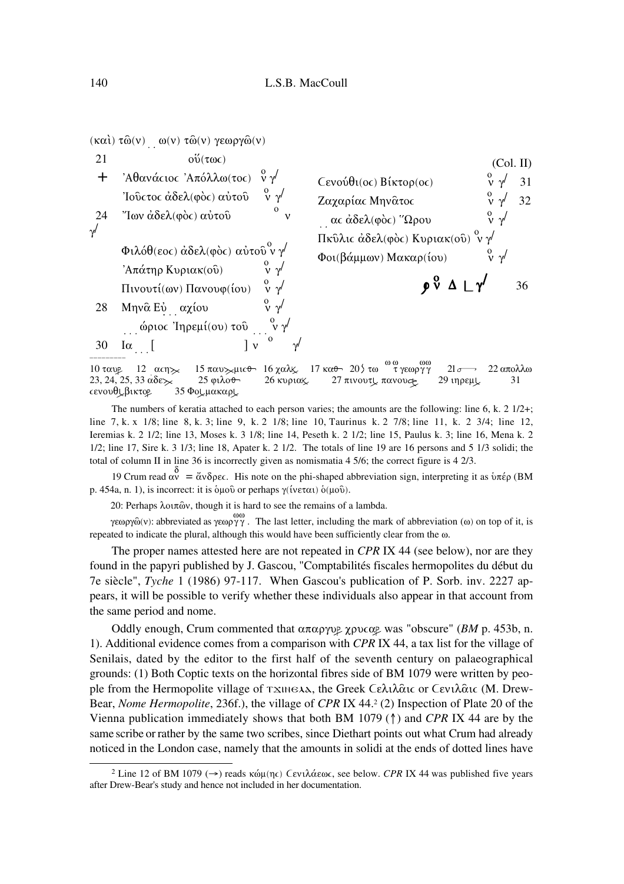(καὶ) τῶ(ν) . . ω(ν) τῶ(ν) γεωργῶ(ν)

21 οὕ(τως)

\+ Ἀθανάϲιοϲ Ἀπόλλω(τοϲ) $\overset{o}{\nu}$ γ/

Ἰοῦϲτοϲ ἀδελ(φὸϲ) αὐτοῦ $\overset{o}{\nu}$ γ/

24 Ἴων ἀδελ(φὸϲ) αὐτοῦ $\overset{o}{\nu}$ γ/

Φιλόθ(εοϲ) ἀδελ(φὸϲ) αὐτοῦ $\overset{o}{\nu}$ γ/

Ἀπάτηρ Κυριακ(οῦ) $\overset{o}{\nu}$ γ/

Πινουτί(ων) Πανουφ(ίου) $\overset{o}{\nu}$ γ/

28 Μηνᾶ Εὐ̣ . . αχίου $\overset{o}{\nu}$ γ/

. . . ώριοϲ Ἰηρεμί(ου) τοῦ . . . $\overset{o}{\nu}$ γ/

30 Ια . . . [ ] $\overset{o}{\nu}$ γ/

(Col. II)

Ϲενούθι(οϲ) Βίκτορ(οϲ) $\overset{o}{\nu}$ γ/ 31

Ζαχαρίαϲ Μηνᾶτοϲ $\overset{o}{\nu}$ γ/ 32

. . αϲ ἀδελ(φὸϲ) Ὥρου $\overset{o}{\nu}$ γ/

Πκῦλιϲ ἀδελ(φὸϲ) Κυριακ(οῦ) $\overset{o}{\nu}$ γ/

Φοι(βάμμων) Μακαρ(ίου) $\overset{o}{\nu}$ γ/

ϱ $\overset{o}{\nu}$ Δ L γ/ 36

---

10 ταυρ 12 αϲη 15 παυ μιϲθ 16 χαλκ 17 καθ 20 τω $\overset{\omega\omega}{\tau}$ γεωρ$\overset{\omega\omega}{\gamma\gamma}$ 21 ο 22 απολλω 23, 24, 25, 33 ἀδε 25 φιλοθ 26 κυριακ 27 πινουτ πανουφ 29 ιηρεμ 31 ϲενουθ βικτορ 35 Φοι μακαρ

The numbers of keratia attached to each person varies; the amounts are the following: line 6, k. 2 1/2+; line 7, k. x 1/8; line 8, k. 3; line 9, k. 2 1/8; line 10, Taurinus k. 2 7/8; line 11, k. 2 3/4; line 12, Ieremias k. 2 1/2; line 13, Moses k. 3 1/8; line 14, Peseth k. 2 1/2; line 15, Paulus k. 3; line 16, Mena k. 2 1/2; line 17, Sire k. 3 1/3; line 18, Apater k. 2 1/2. The totals of line 19 are 16 persons and 5 1/3 solidi; the total of column II in line 36 is incorrectly given as nomismatia 4 5/6; the correct figure is 4 2/3.

19 Crum read $\overset{\delta}{\alpha\nu}$ = ἄνδρεϲ. His note on the phi-shaped abbreviation sign, interpreting it as ὑπέρ (BM p. 454a, n. 1), is incorrect: it is ὁμοῦ or perhaps γ(ίνεται) ὁ(μοῦ).

20: Perhaps λοιπῶν, though it is hard to see the remains of a lambda.

γεωργῶ(ν): abbreviated as γεωρ$\overset{\omega\omega}{\gamma\gamma}$. The last letter, including the mark of abbreviation (ω) on top of it, is repeated to indicate the plural, although this would have been sufficiently clear from the ω.

The proper names attested here are not repeated in *CPR* IX 44 (see below), nor are they found in the papyri published by J. Gascou, "Comptabilités fiscales hermopolites du début du 7e siècle", *Tyche* 1 (1986) 97-117. When Gascou's publication of P. Sorb. inv. 2227 appears, it will be possible to verify whether these individuals also appear in that account from the same period and nome.

Oddly enough, Crum commented that απαργυρ χρυϲαρ was "obscure" (*BM* p. 453b, n. 1). Additional evidence comes from a comparison with *CPR* IX 44, a tax list for the village of Senilais, dated by the editor to the first half of the seventh century on palaeographical grounds: (1) Both Coptic texts on the horizontal fibres side of BM 1079 were written by people from the Hermopolite village of ⲧϫⲓⲛⲉⲗⲗ, the Greek Ϲελιλᾶιϲ or Ϲενιλᾶιϲ (M. Drew-Bear, *Nome Hermopolite*, 236f.), the village of *CPR* IX 44.[2] (2) Inspection of Plate 20 of the Vienna publication immediately shows that both BM 1079 (↑) and *CPR* IX 44 are by the same scribe or rather by the same two scribes, since Diethart points out what Crum had already noticed in the London case, namely that the amounts in solidi at the ends of dotted lines have

---

[2] Line 12 of BM 1079 (→) reads κώμ(ηϲ) Ϲενιλάεωϲ, see below. *CPR* IX 44 was published five years after Drew-Bear's study and hence not included in her documentation.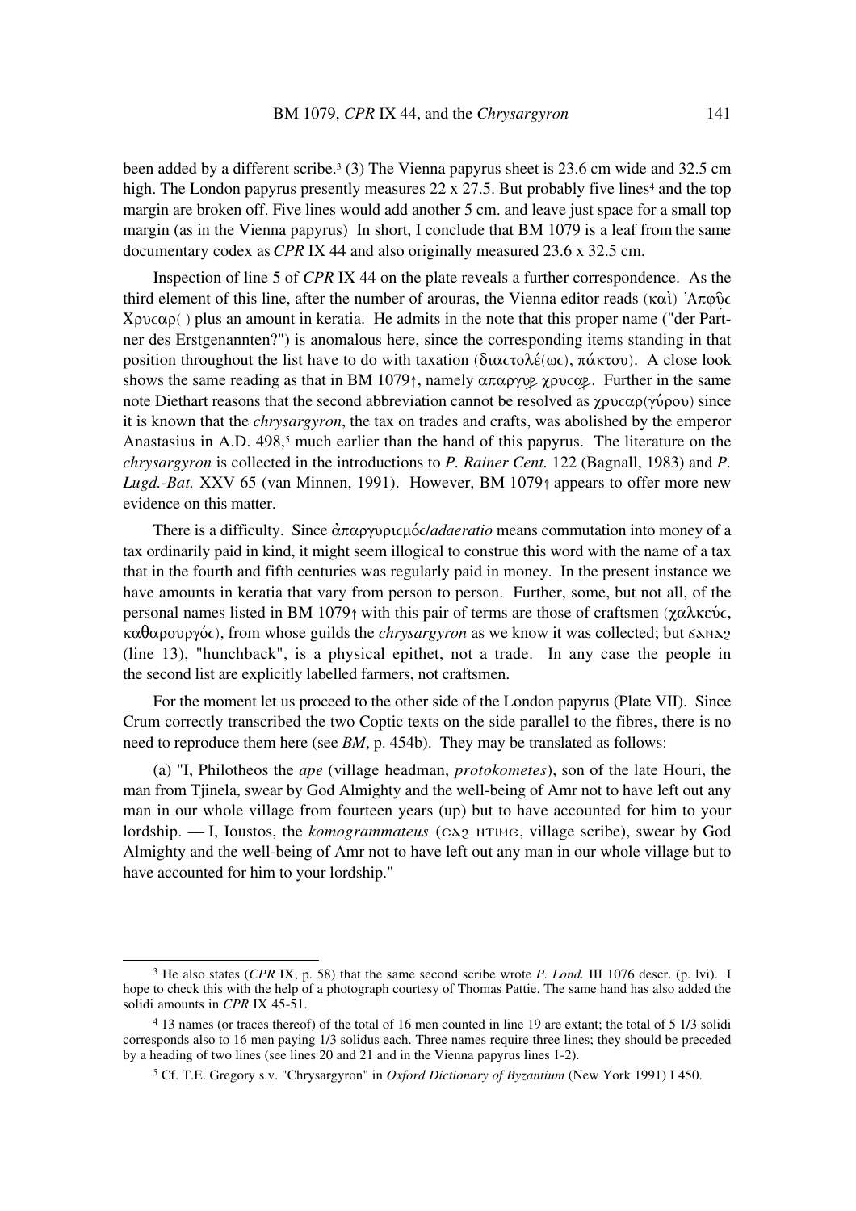been added by a different scribe.[3] (3) The Vienna papyrus sheet is 23.6 cm wide and 32.5 cm high. The London papyrus presently measures 22 x 27.5. But probably five lines[4] and the top margin are broken off. Five lines would add another 5 cm. and leave just space for a small top margin (as in the Vienna papyrus) In short, I conclude that BM 1079 is a leaf from the same documentary codex as *CPR* IX 44 and also originally measured 23.6 x 32.5 cm.

Inspection of line 5 of *CPR* IX 44 on the plate reveals a further correspondence. As the third element of this line, after the number of arouras, the Vienna editor reads (καὶ) Ἀπφῦ̣ϲ Χρυϲαρ( ) plus an amount in keratia. He admits in the note that this proper name ("der Partner des Erstgenannten?") is anomalous here, since the corresponding items standing in that position throughout the list have to do with taxation (διαϲτολέ(ωϲ), πάκτου). A close look shows the same reading as that in BM 1079↑, namely απαργυρ χρυϲαρ. Further in the same note Diethart reasons that the second abbreviation cannot be resolved as χρυϲαρ(γύρου) since it is known that the *chrysargyron*, the tax on trades and crafts, was abolished by the emperor Anastasius in A.D. 498,[5] much earlier than the hand of this papyrus. The literature on the *chrysargyron* is collected in the introductions to *P. Rainer Cent.* 122 (Bagnall, 1983) and *P. Lugd.-Bat.* XXV 65 (van Minnen, 1991). However, BM 1079↑ appears to offer more new evidence on this matter.

There is a difficulty. Since ἀπαργυριϲμόϲ/*adaeratio* means commutation into money of a tax ordinarily paid in kind, it might seem illogical to construe this word with the name of a tax that in the fourth and fifth centuries was regularly paid in money. In the present instance we have amounts in keratia that vary from person to person. Further, some, but not all, of the personal names listed in BM 1079↑ with this pair of terms are those of craftsmen (χαλκεύϲ, καθαρουργόϲ), from whose guilds the *chrysargyron* as we know it was collected; but ϭⲁⲙⲁϩ (line 13), "hunchback", is a physical epithet, not a trade. In any case the people in the second list are explicitly labelled farmers, not craftsmen.

For the moment let us proceed to the other side of the London papyrus (Plate VII). Since Crum correctly transcribed the two Coptic texts on the side parallel to the fibres, there is no need to reproduce them here (see *BM*, p. 454b). They may be translated as follows:

(a) "I, Philotheos the *ape* (village headman, *protokometes*), son of the late Houri, the man from Tjinela, swear by God Almighty and the well-being of Amr not to have left out any man in our whole village from fourteen years (up) but to have accounted for him to your lordship. — I, Ioustos, the *komogrammateus* (ⲥⲁϩ ⲛ̄ⲧⲙⲉ, village scribe), swear by God Almighty and the well-being of Amr not to have left out any man in our whole village but to have accounted for him to your lordship."

---

[3] He also states (*CPR* IX, p. 58) that the same second scribe wrote *P. Lond.* III 1076 descr. (p. lvi). I hope to check this with the help of a photograph courtesy of Thomas Pattie. The same hand has also added the solidi amounts in *CPR* IX 45-51.

[4] 13 names (or traces thereof) of the total of 16 men counted in line 19 are extant; the total of 5 1/3 solidi corresponds also to 16 men paying 1/3 solidus each. Three names require three lines; they should be preceded by a heading of two lines (see lines 20 and 21 and in the Vienna papyrus lines 1-2).

[5] Cf. T.E. Gregory s.v. "Chrysargyron" in *Oxford Dictionary of Byzantium* (New York 1991) I 450.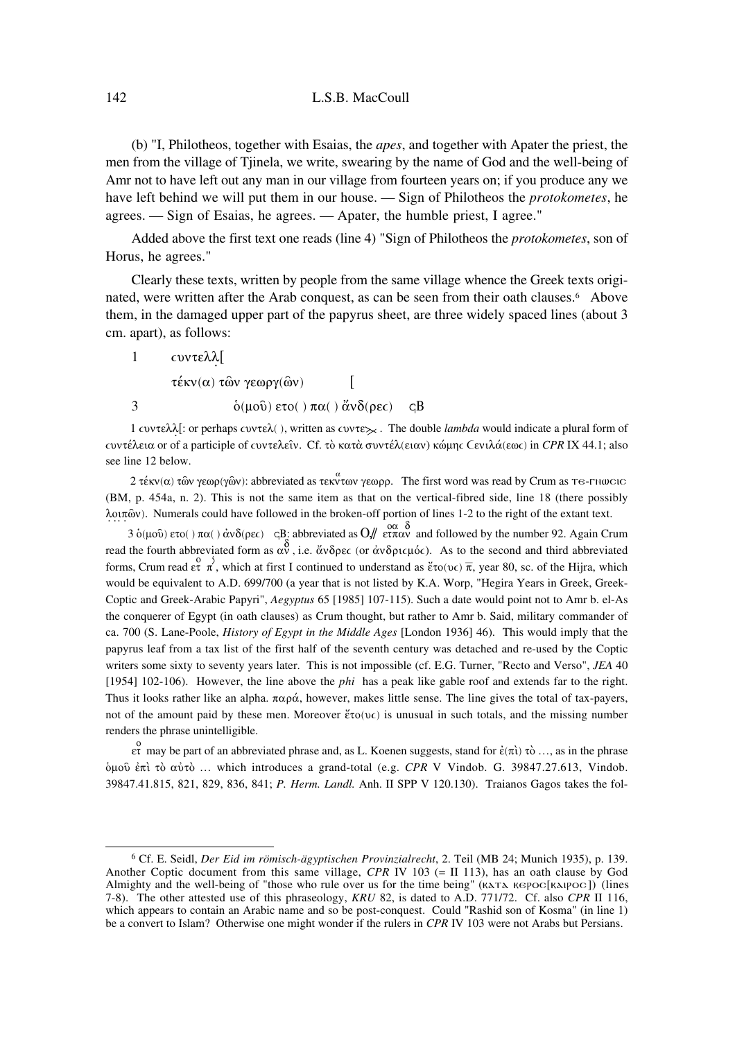(b) "I, Philotheos, together with Esaias, the *apes*, and together with Apater the priest, the men from the village of Tjinela, we write, swearing by the name of God and the well-being of Amr not to have left out any man in our village from fourteen years on; if you produce any we have left behind we will put them in our house. — Sign of Philotheos the *protokometes*, he agrees. — Sign of Esaias, he agrees. — Apater, the humble priest, I agree."

Added above the first text one reads (line 4) "Sign of Philotheos the *protokometes*, son of Horus, he agrees."

Clearly these texts, written by people from the same village whence the Greek texts originated, were written after the Arab conquest, as can be seen from their oath clauses.[6] Above them, in the damaged upper part of the papyrus sheet, are three widely spaced lines (about 3 cm. apart), as follows:

1 ϲυντελλ̣[

τέκν(α) τῶν γεωργ(ῶν) [

3 ὁ(μοῦ) ετο( ) πα( ) ἄνδ(ρεϲ) ϛΒ

1 ϲυντελλ[: or perhaps ϲυντελ( ), written as ϲυντε⋋. The double *lambda* would indicate a plural form of ϲυντέλεια or of a participle of ϲυντελεῖν. Cf. τὸ κατὰ συντέλ(ειαν) κώμηϲ Ϲενιλά(εωϲ) in *CPR* IX 44.1; also see line 12 below.

2 τέκν(α) τῶν γεωρ(γῶν): abbreviated as τεκ^α^ντων γεωρρ. The first word was read by Crum as ⲧⲉ-ⲅⲛⲱⲥⲓⲥ (BM, p. 454a, n. 2). This is not the same item as that on the vertical-fibred side, line 18 (there possibly λ̣ο̣ι̣π̣ῶν). Numerals could have followed in the broken-off portion of lines 1-2 to the right of the extant text.

3 ὁ(μοῦ) ετο( ) πα( ) ἀνδ(ρεϲ) ϛΒ: abbreviated as Ο// ετ^ο^π^α^α^δ^ν and followed by the number 92. Again Crum read the fourth abbreviated form as α^δ^ν, i.e. ἄνδρεϲ (or ἀνδριϲμόϲ). As to the second and third abbreviated forms, Crum read ετ^ο^ π^ϛ^, which at first I continued to understand as ἔτο(υϲ) π̄, year 80, sc. of the Hijra, which would be equivalent to A.D. 699/700 (a year that is not listed by K.A. Worp, "Hegira Years in Greek, Greek-Coptic and Greek-Arabic Papyri", *Aegyptus* 65 [1985] 107-115). Such a date would point not to Amr b. el-As the conqueror of Egypt (in oath clauses) as Crum thought, but rather to Amr b. Said, military commander of ca. 700 (S. Lane-Poole, *History of Egypt in the Middle Ages* [London 1936] 46). This would imply that the papyrus leaf from a tax list of the first half of the seventh century was detached and re-used by the Coptic writers some sixty to seventy years later. This is not impossible (cf. E.G. Turner, "Recto and Verso", *JEA* 40 [1954] 102-106). However, the line above the *phi* has a peak like gable roof and extends far to the right. Thus it looks rather like an alpha. παρά, however, makes little sense. The line gives the total of tax-payers, not of the amount paid by these men. Moreover ἔτο(υϲ) is unusual in such totals, and the missing number renders the phrase unintelligible.

ετ^ο^ may be part of an abbreviated phrase and, as L. Koenen suggests, stand for ἐ(πὶ) τὸ …, as in the phrase ὁμοῦ ἐπὶ τὸ αὐτὸ … which introduces a grand-total (e.g. *CPR* V Vindob. G. 39847.27.613, Vindob. 39847.41.815, 821, 829, 836, 841; *P. Herm. Landl.* Anh. II SPP V 120.130). Traianos Gagos takes the fol-

[6] Cf. E. Seidl, *Der Eid im römisch-ägyptischen Provinzialrecht*, 2. Teil (MB 24; Munich 1935), p. 139. Another Coptic document from this same village, *CPR* IV 103 (= II 113), has an oath clause by God Almighty and the well-being of "those who rule over us for the time being" (ⲕⲁⲧⲁ ⲕⲉⲣⲟⲥ[ⲕⲁⲓⲣⲟⲥ]) (lines 7-8). The other attested use of this phraseology, *KRU* 82, is dated to A.D. 771/72. Cf. also *CPR* II 116, which appears to contain an Arabic name and so be post-conquest. Could "Rashid son of Kosma" (in line 1) be a convert to Islam? Otherwise one might wonder if the rulers in *CPR* IV 103 were not Arabs but Persians.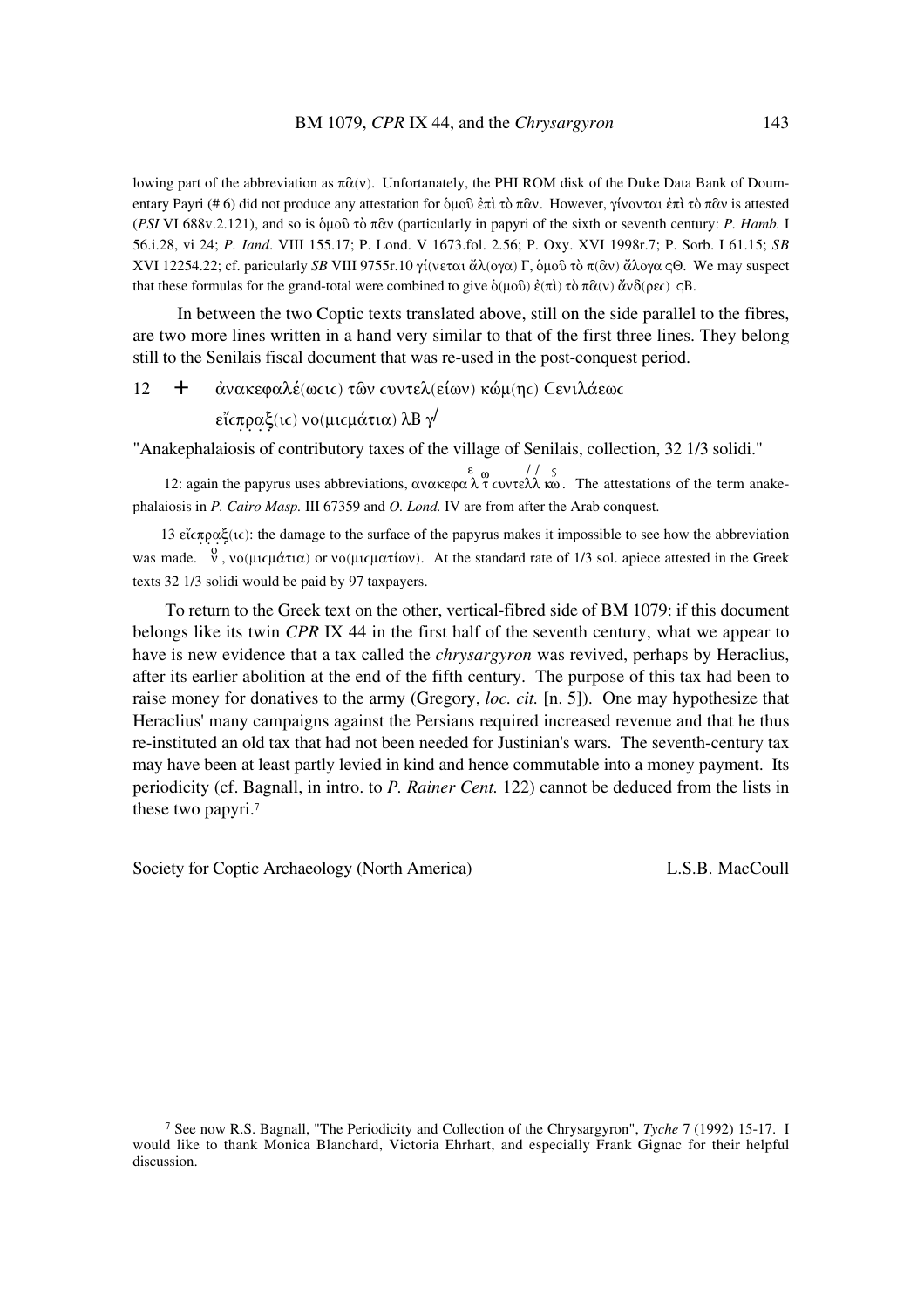lowing part of the abbreviation as πᾶ(ν). Unfortanately, the PHI ROM disk of the Duke Data Bank of Doumentary Payri (# 6) did not produce any attestation for ὁμοῦ ἐπὶ τὸ πᾶν. However, γίνονται ἐπὶ τὸ πᾶν is attested (*PSI* VI 688v.2.121), and so is ὁμοῦ τὸ πᾶν (particularly in papyri of the sixth or seventh century: *P. Hamb.* I 56.i.28, vi 24; *P. Iand.* VIII 155.17; P. Lond. V 1673.fol. 2.56; P. Oxy. XVI 1998r.7; P. Sorb. I 61.15; *SB* XVI 12254.22; cf. paricularly *SB* VIII 9755r.10 γί(νεται ἄλ(ογα) Γ, ὁμοῦ τὸ π(ᾶν) ἄλογα ϛΘ. We may suspect that these formulas for the grand-total were combined to give ὁ(μοῦ) ἐ(πὶ) τὸ πᾶ(ν) ἄνδ(ρες) ϛΒ.

In between the two Coptic texts translated above, still on the side parallel to the fibres, are two more lines written in a hand very similar to that of the first three lines. They belong still to the Senilais fiscal document that was re-used in the post-conquest period.

12 + ἀνακεφαλέ(ωϲιϲ) τῶν ϲυντελ(είων) κώμ(ηϲ) Ϲενιλάεωϲ

εἴϲπ̣ρ̣α̣ξ̣(ιϲ) νο(μιϲμάτια) λΒ γ/

"Anakephalaiosis of contributory taxes of the village of Senilais, collection, 32 1/3 solidi."

12: again the papyrus uses abbreviations, ανακεφαλ$^{ε}$τ$^{ω}$ ϲυντελλ$^{//}$ κω$^{ς}$. The attestations of the term anakephalaiosis in *P. Cairo Masp.* III 67359 and *O. Lond.* IV are from after the Arab conquest.

13 εἴϲπ̣ρ̣α̣ξ̣(ιϲ): the damage to the surface of the papyrus makes it impossible to see how the abbreviation was made. ν$^{ο}$, νο(μιϲμάτια) or νο(μιϲματίων). At the standard rate of 1/3 sol. apiece attested in the Greek texts 32 1/3 solidi would be paid by 97 taxpayers.

To return to the Greek text on the other, vertical-fibred side of BM 1079: if this document belongs like its twin *CPR* IX 44 in the first half of the seventh century, what we appear to have is new evidence that a tax called the *chrysargyron* was revived, perhaps by Heraclius, after its earlier abolition at the end of the fifth century. The purpose of this tax had been to raise money for donatives to the army (Gregory, *loc. cit.* [n. 5]). One may hypothesize that Heraclius' many campaigns against the Persians required increased revenue and that he thus re-instituted an old tax that had not been needed for Justinian's wars. The seventh-century tax may have been at least partly levied in kind and hence commutable into a money payment. Its periodicity (cf. Bagnall, in intro. to *P. Rainer Cent.* 122) cannot be deduced from the lists in these two papyri.[7]

Society for Coptic Archaeology (North America) — L.S.B. MacCoull

---

[7] See now R.S. Bagnall, "The Periodicity and Collection of the Chrysargyron", *Tyche* 7 (1992) 15-17. I would like to thank Monica Blanchard, Victoria Ehrhart, and especially Frank Gignac for their helpful discussion.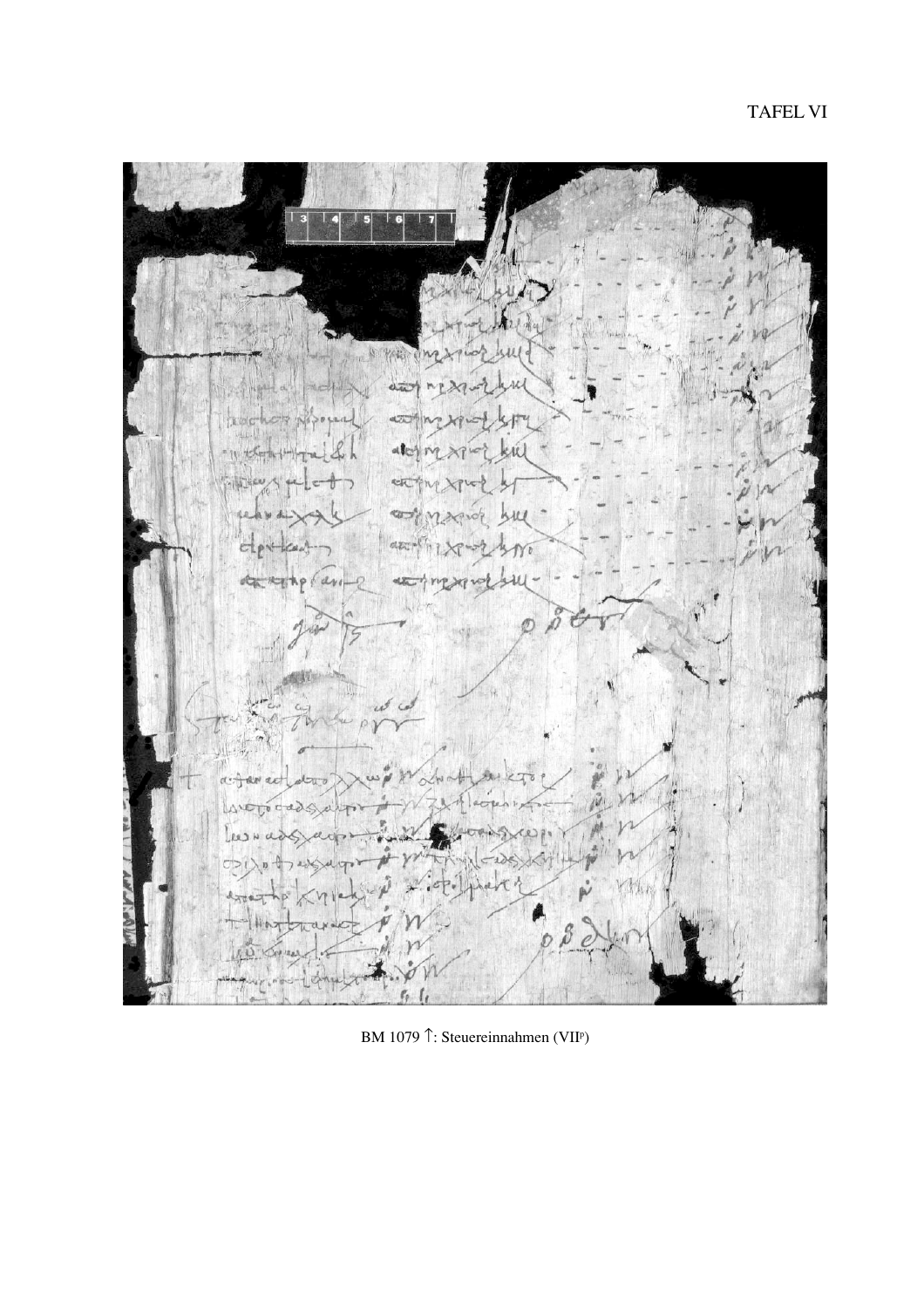TAFEL VI

BM 1079 ↑: Steuereinnahmen (VII[p])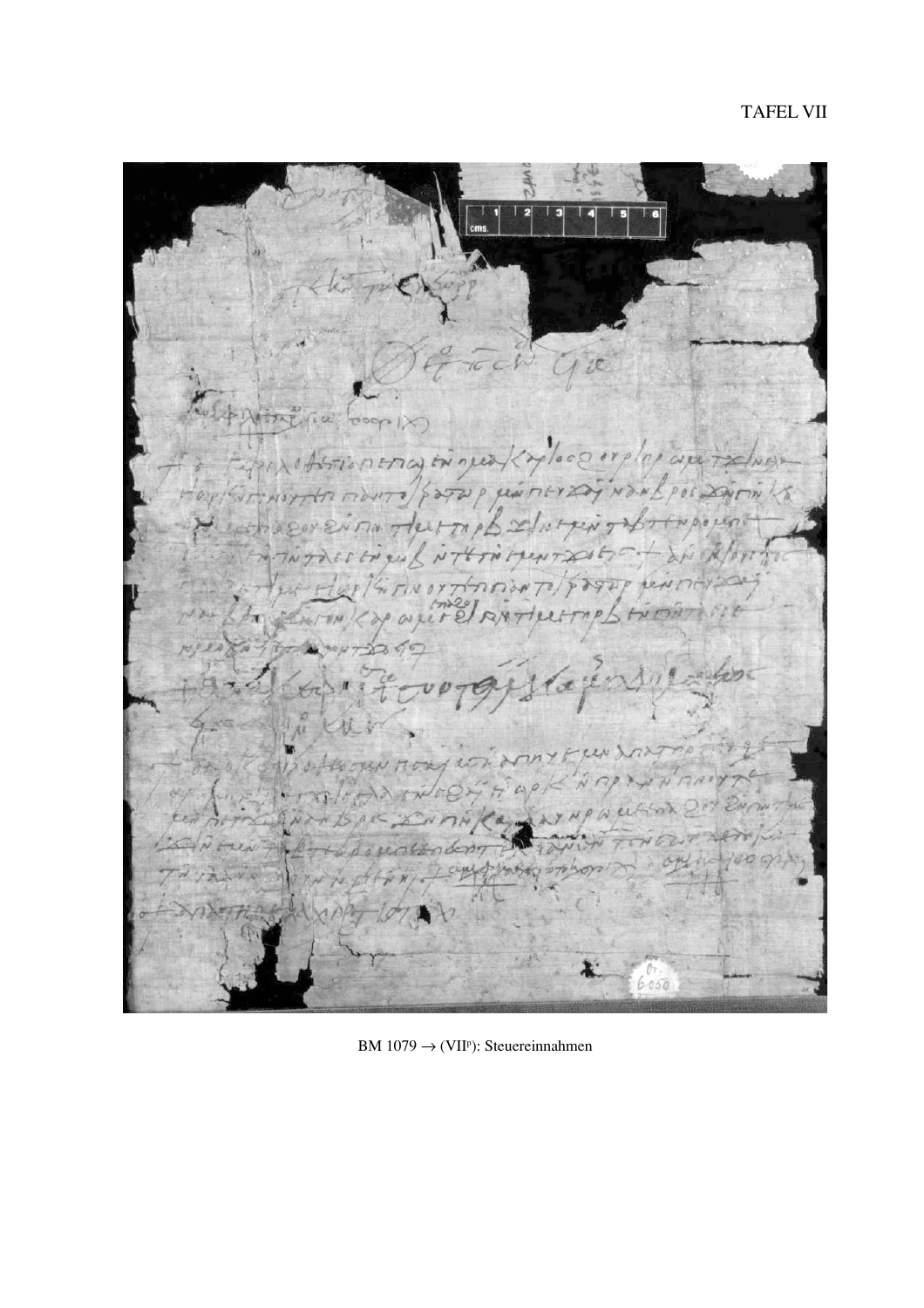# TAFEL VII

BM 1079 → (VII$^{p}$): Steuereinnahmen